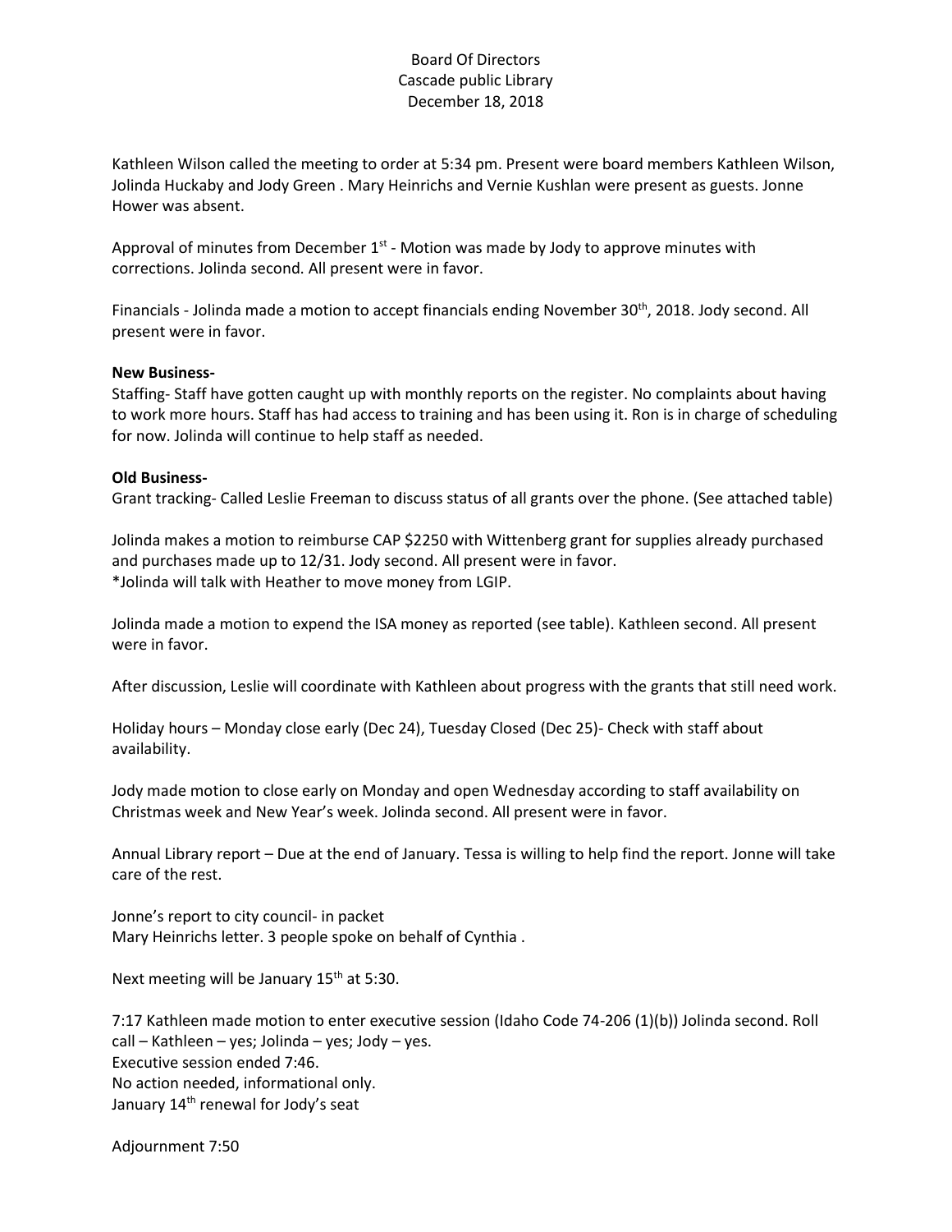Board Of Directors
Cascade public Library
December 18, 2018

Kathleen Wilson called the meeting to order at 5:34 pm. Present were board members Kathleen Wilson, Jolinda Huckaby and Jody Green . Mary Heinrichs and Vernie Kushlan were present as guests. Jonne Hower was absent.

Approval of minutes from December 1st - Motion was made by Jody to approve minutes with corrections. Jolinda second. All present were in favor.

Financials - Jolinda made a motion to accept financials ending November 30th, 2018. Jody second. All present were in favor.

**New Business-**
Staffing- Staff have gotten caught up with monthly reports on the register. No complaints about having to work more hours. Staff has had access to training and has been using it. Ron is in charge of scheduling for now. Jolinda will continue to help staff as needed.

**Old Business-**
Grant tracking- Called Leslie Freeman to discuss status of all grants over the phone. (See attached table)

Jolinda makes a motion to reimburse CAP $2250 with Wittenberg grant for supplies already purchased and purchases made up to 12/31. Jody second. All present were in favor.
*Jolinda will talk with Heather to move money from LGIP.

Jolinda made a motion to expend the ISA money as reported (see table). Kathleen second. All present were in favor.

After discussion, Leslie will coordinate with Kathleen about progress with the grants that still need work.

Holiday hours – Monday close early (Dec 24), Tuesday Closed (Dec 25)- Check with staff about availability.

Jody made motion to close early on Monday and open Wednesday according to staff availability on Christmas week and New Year's week. Jolinda second. All present were in favor.

Annual Library report – Due at the end of January. Tessa is willing to help find the report. Jonne will take care of the rest.

Jonne's report to city council- in packet
Mary Heinrichs letter. 3 people spoke on behalf of Cynthia .

Next meeting will be January 15th at 5:30.

7:17 Kathleen made motion to enter executive session (Idaho Code 74-206 (1)(b)) Jolinda second. Roll call – Kathleen – yes; Jolinda – yes; Jody – yes.
Executive session ended 7:46.
No action needed, informational only.
January 14th renewal for Jody's seat

Adjournment 7:50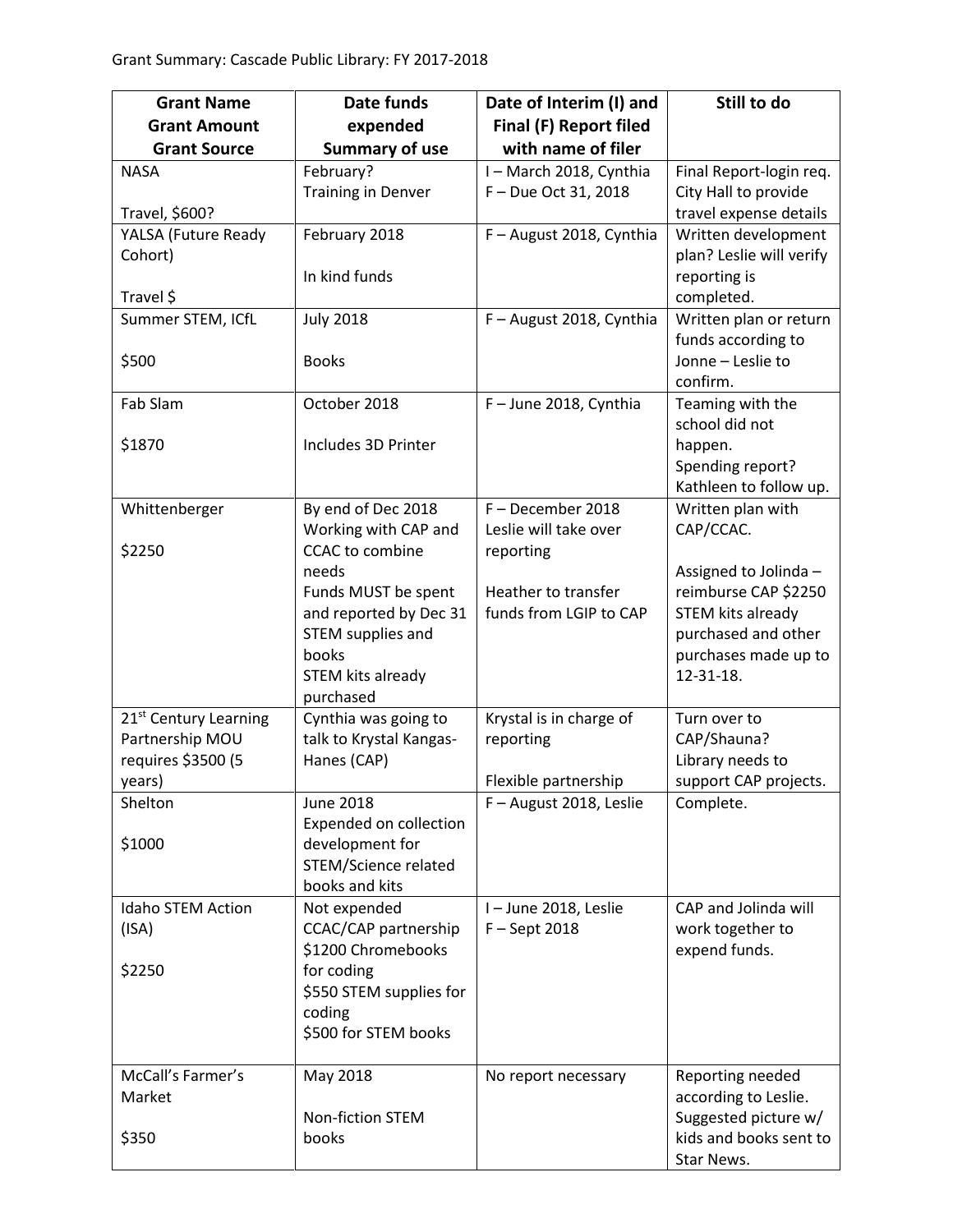Grant Summary: Cascade Public Library: FY 2017-2018

| Grant Name<br>Grant Amount<br>Grant Source | Date funds expended<br>Summary of use | Date of Interim (I) and Final (F) Report filed with name of filer | Still to do |
|---|---|---|---|
| NASA<br><br>Travel, $600? | February?<br>Training in Denver | I – March 2018, Cynthia<br>F – Due Oct 31, 2018 | Final Report-login req. City Hall to provide travel expense details |
| YALSA (Future Ready Cohort)<br><br>Travel $ | February 2018<br><br>In kind funds | F – August 2018, Cynthia | Written development plan? Leslie will verify reporting is completed. |
| Summer STEM, ICfL<br><br>$500 | July 2018<br><br>Books | F – August 2018, Cynthia | Written plan or return funds according to Jonne – Leslie to confirm. |
| Fab Slam<br><br>$1870 | October 2018<br><br>Includes 3D Printer | F – June 2018, Cynthia | Teaming with the school did not happen.<br>Spending report? Kathleen to follow up. |
| Whittenberger<br><br>$2250 | By end of Dec 2018<br>Working with CAP and CCAC to combine needs<br>Funds MUST be spent and reported by Dec 31<br>STEM supplies and books<br>STEM kits already purchased | F – December 2018<br>Leslie will take over reporting<br><br>Heather to transfer funds from LGIP to CAP | Written plan with CAP/CCAC.<br><br>Assigned to Jolinda – reimburse CAP $2250 STEM kits already purchased and other purchases made up to 12-31-18. |
| 21st Century Learning Partnership MOU requires $3500 (5 years) | Cynthia was going to talk to Krystal Kangas-Hanes (CAP) | Krystal is in charge of reporting<br><br>Flexible partnership | Turn over to CAP/Shauna?<br>Library needs to support CAP projects. |
| Shelton<br><br>$1000 | June 2018<br>Expended on collection development for STEM/Science related books and kits | F – August 2018, Leslie | Complete. |
| Idaho STEM Action (ISA)<br><br>$2250 | Not expended<br>CCAC/CAP partnership<br>$1200 Chromebooks for coding<br>$550 STEM supplies for coding<br>$500 for STEM books | I – June 2018, Leslie<br>F – Sept 2018 | CAP and Jolinda will work together to expend funds. |
| McCall's Farmer's Market<br><br>$350 | May 2018<br><br>Non-fiction STEM books | No report necessary | Reporting needed according to Leslie.<br>Suggested picture w/ kids and books sent to Star News. |